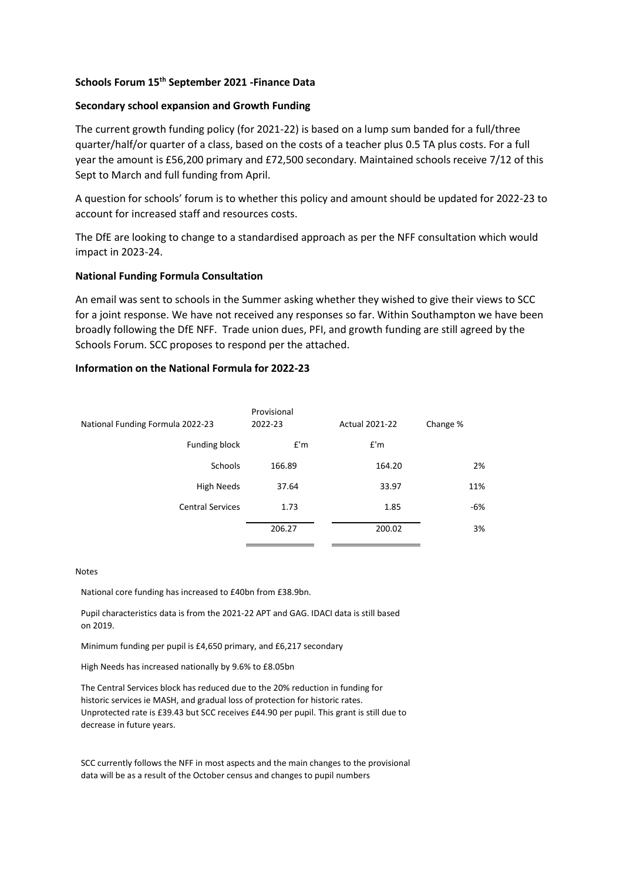**Schools Forum 15th September 2021 -Finance Data**

**Secondary school expansion and Growth Funding**

The current growth funding policy (for 2021-22) is based on a lump sum banded for a full/three quarter/half/or quarter of a class, based on the costs of a teacher plus 0.5 TA plus costs. For a full year the amount is £56,200 primary and £72,500 secondary. Maintained schools receive 7/12 of this Sept to March and full funding from April.

A question for schools' forum is to whether this policy and amount should be updated for 2022-23 to account for increased staff and resources costs.

The DfE are looking to change to a standardised approach as per the NFF consultation which would impact in 2023-24.

**National Funding Formula Consultation**

An email was sent to schools in the Summer asking whether they wished to give their views to SCC for a joint response. We have not received any responses so far. Within Southampton we have been broadly following the DfE NFF. Trade union dues, PFI, and growth funding are still agreed by the Schools Forum. SCC proposes to respond per the attached.

**Information on the National Formula for 2022-23**

| National Funding Formula 2022-23 | Provisional 2022-23 | Actual 2021-22 | Change % |
|---|---|---|---|
| Funding block | £'m | £'m | |
| Schools | 166.89 | 164.20 | 2% |
| High Needs | 37.64 | 33.97 | 11% |
| Central Services | 1.73 | 1.85 | -6% |
| | 206.27 | 200.02 | 3% |

Notes

National core funding has increased to £40bn from £38.9bn.

Pupil characteristics data is from the 2021-22 APT and GAG. IDACI data is still based on 2019.

Minimum funding per pupil is £4,650 primary, and £6,217 secondary

High Needs has increased nationally by 9.6% to £8.05bn

The Central Services block has reduced due to the 20% reduction in funding for historic services ie MASH, and gradual loss of protection for historic rates. Unprotected rate is £39.43 but SCC receives £44.90 per pupil. This grant is still due to decrease in future years.

SCC currently follows the NFF in most aspects and the main changes to the provisional data will be as a result of the October census and changes to pupil numbers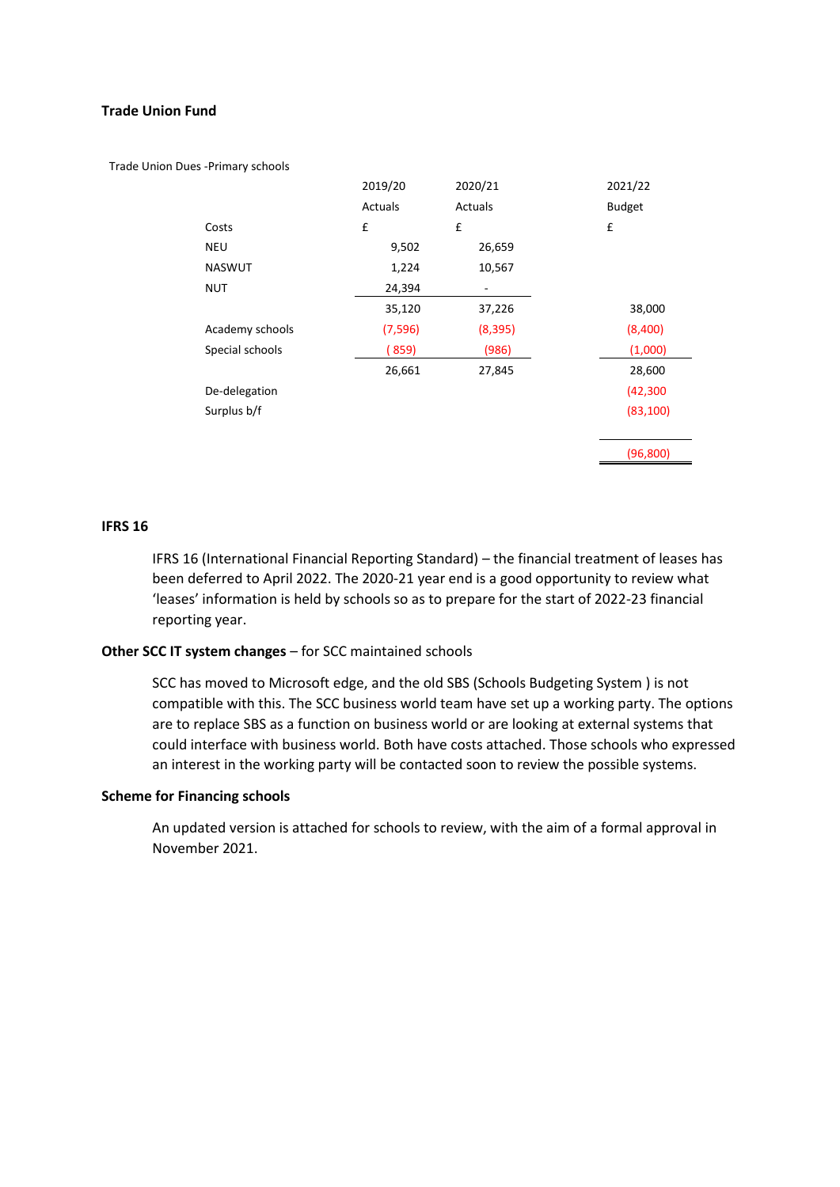**Trade Union Fund**

Trade Union Dues -Primary schools

| | 2019/20 | 2020/21 | 2021/22 |
|---|---|---|---|
| | Actuals | Actuals | Budget |
| Costs | £ | £ | £ |
| NEU | 9,502 | 26,659 | |
| NASWUT | 1,224 | 10,567 | |
| NUT | 24,394 | - | |
| | 35,120 | 37,226 | 38,000 |
| Academy schools | (7,596) | (8,395) | (8,400) |
| Special schools | ( 859) | (986) | (1,000) |
| | 26,661 | 27,845 | 28,600 |
| De-delegation | | | (42,300 |
| Surplus b/f | | | (83,100) |
| | | | (96,800) |

**IFRS 16**

IFRS 16 (International Financial Reporting Standard) – the financial treatment of leases has been deferred to April 2022. The 2020-21 year end is a good opportunity to review what 'leases' information is held by schools so as to prepare for the start of 2022-23 financial reporting year.

**Other SCC IT system changes** – for SCC maintained schools

SCC has moved to Microsoft edge, and the old SBS (Schools Budgeting System ) is not compatible with this. The SCC business world team have set up a working party. The options are to replace SBS as a function on business world or are looking at external systems that could interface with business world. Both have costs attached. Those schools who expressed an interest in the working party will be contacted soon to review the possible systems.

**Scheme for Financing schools**

An updated version is attached for schools to review, with the aim of a formal approval in November 2021.